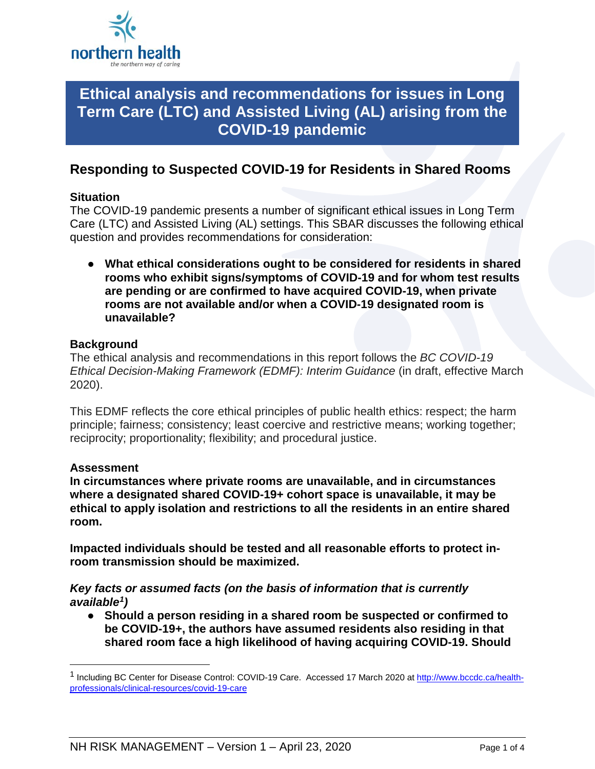# Ethical analysis and recommendations for issues in Long Term Care (LTC) and Assisted Living (AL) arising from the COVID-19 pandemic

## Responding to Suspected COVID-19 for Residents in Shared Rooms

### Situation

The COVID-19 pandemic presents a number of significant ethical issues in Long Term Care (LTC) and Assisted Living (AL) settings. This SBAR discusses the following ethical question and provides recommendations for consideration:

- **What ethical considerations ought to be considered for residents in shared rooms who exhibit signs/symptoms of COVID-19 and for whom test results are pending or are confirmed to have acquired COVID-19, when private rooms are not available and/or when a COVID-19 designated room is unavailable?**

### Background

The ethical analysis and recommendations in this report follows the *BC COVID-19 Ethical Decision-Making Framework (EDMF): Interim Guidance* (in draft, effective March 2020).

This EDMF reflects the core ethical principles of public health ethics: respect; the harm principle; fairness; consistency; least coercive and restrictive means; working together; reciprocity; proportionality; flexibility; and procedural justice.

### Assessment

**In circumstances where private rooms are unavailable, and in circumstances where a designated shared COVID-19+ cohort space is unavailable, it may be ethical to apply isolation and restrictions to all the residents in an entire shared room.**

**Impacted individuals should be tested and all reasonable efforts to protect in-room transmission should be maximized.**

***Key facts or assumed facts (on the basis of information that is currently available[1])***

- **Should a person residing in a shared room be suspected or confirmed to be COVID-19+, the authors have assumed residents also residing in that shared room face a high likelihood of having acquiring COVID-19. Should**

[1] Including BC Center for Disease Control: COVID-19 Care. Accessed 17 March 2020 at http://www.bccdc.ca/health-professionals/clinical-resources/covid-19-care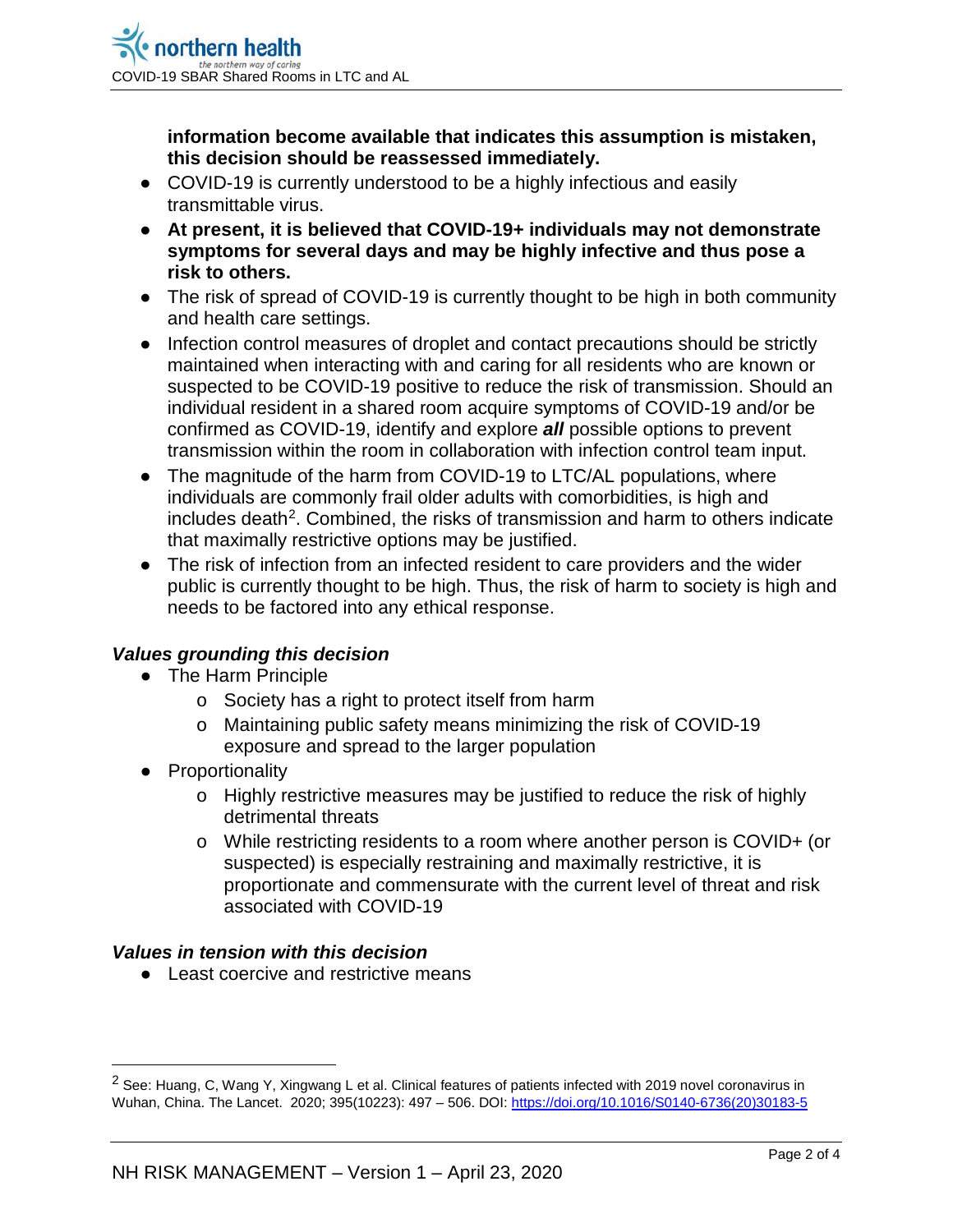**information become available that indicates this assumption is mistaken, this decision should be reassessed immediately.**

- COVID-19 is currently understood to be a highly infectious and easily transmittable virus.
- **At present, it is believed that COVID-19+ individuals may not demonstrate symptoms for several days and may be highly infective and thus pose a risk to others.**
- The risk of spread of COVID-19 is currently thought to be high in both community and health care settings.
- Infection control measures of droplet and contact precautions should be strictly maintained when interacting with and caring for all residents who are known or suspected to be COVID-19 positive to reduce the risk of transmission. Should an individual resident in a shared room acquire symptoms of COVID-19 and/or be confirmed as COVID-19, identify and explore ***all*** possible options to prevent transmission within the room in collaboration with infection control team input.
- The magnitude of the harm from COVID-19 to LTC/AL populations, where individuals are commonly frail older adults with comorbidities, is high and includes death[2]. Combined, the risks of transmission and harm to others indicate that maximally restrictive options may be justified.
- The risk of infection from an infected resident to care providers and the wider public is currently thought to be high. Thus, the risk of harm to society is high and needs to be factored into any ethical response.

### *Values grounding this decision*

- The Harm Principle
  - Society has a right to protect itself from harm
  - Maintaining public safety means minimizing the risk of COVID-19 exposure and spread to the larger population
- Proportionality
  - Highly restrictive measures may be justified to reduce the risk of highly detrimental threats
  - While restricting residents to a room where another person is COVID+ (or suspected) is especially restraining and maximally restrictive, it is proportionate and commensurate with the current level of threat and risk associated with COVID-19

### *Values in tension with this decision*

- Least coercive and restrictive means

[2] See: Huang, C, Wang Y, Xingwang L et al. Clinical features of patients infected with 2019 novel coronavirus in Wuhan, China. The Lancet. 2020; 395(10223): 497 – 506. DOI: https://doi.org/10.1016/S0140-6736(20)30183-5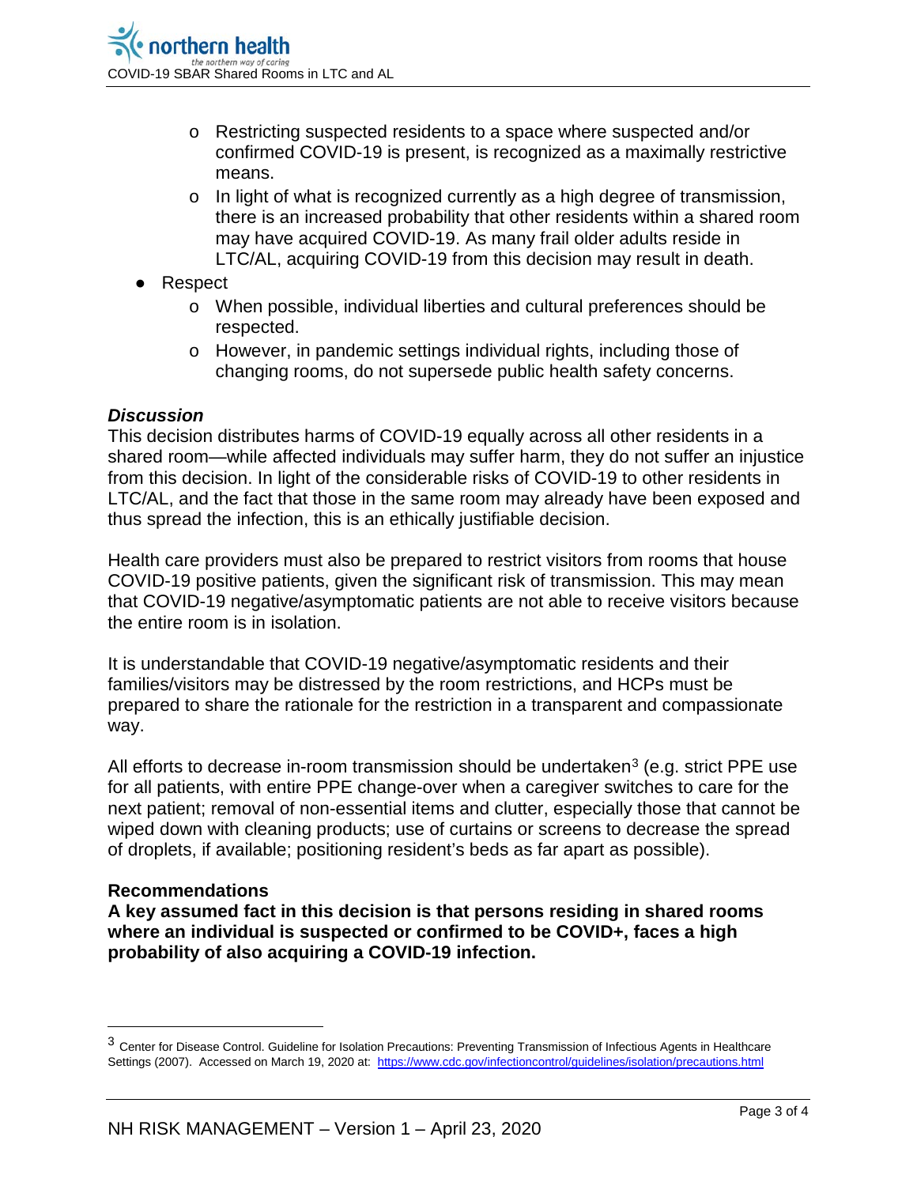- Restricting suspected residents to a space where suspected and/or confirmed COVID-19 is present, is recognized as a maximally restrictive means.
  - In light of what is recognized currently as a high degree of transmission, there is an increased probability that other residents within a shared room may have acquired COVID-19. As many frail older adults reside in LTC/AL, acquiring COVID-19 from this decision may result in death.
- Respect
  - When possible, individual liberties and cultural preferences should be respected.
  - However, in pandemic settings individual rights, including those of changing rooms, do not supersede public health safety concerns.

***Discussion***

This decision distributes harms of COVID-19 equally across all other residents in a shared room—while affected individuals may suffer harm, they do not suffer an injustice from this decision. In light of the considerable risks of COVID-19 to other residents in LTC/AL, and the fact that those in the same room may already have been exposed and thus spread the infection, this is an ethically justifiable decision.

Health care providers must also be prepared to restrict visitors from rooms that house COVID-19 positive patients, given the significant risk of transmission. This may mean that COVID-19 negative/asymptomatic patients are not able to receive visitors because the entire room is in isolation.

It is understandable that COVID-19 negative/asymptomatic residents and their families/visitors may be distressed by the room restrictions, and HCPs must be prepared to share the rationale for the restriction in a transparent and compassionate way.

All efforts to decrease in-room transmission should be undertaken[3] (e.g. strict PPE use for all patients, with entire PPE change-over when a caregiver switches to care for the next patient; removal of non-essential items and clutter, especially those that cannot be wiped down with cleaning products; use of curtains or screens to decrease the spread of droplets, if available; positioning resident's beds as far apart as possible).

**Recommendations**

**A key assumed fact in this decision is that persons residing in shared rooms where an individual is suspected or confirmed to be COVID+, faces a high probability of also acquiring a COVID-19 infection.**

---

[3] Center for Disease Control. Guideline for Isolation Precautions: Preventing Transmission of Infectious Agents in Healthcare Settings (2007). Accessed on March 19, 2020 at: https://www.cdc.gov/infectioncontrol/guidelines/isolation/precautions.html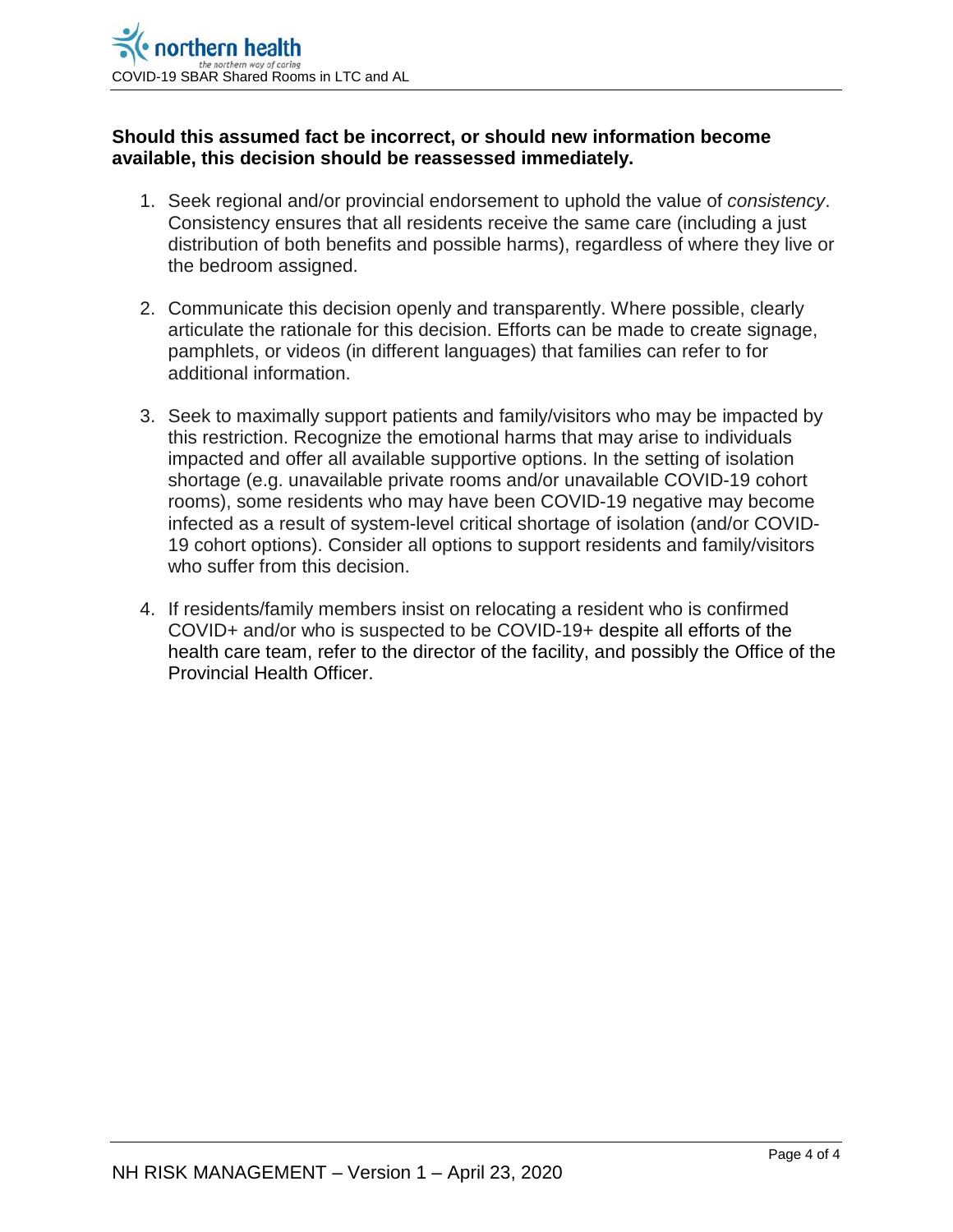**Should this assumed fact be incorrect, or should new information become available, this decision should be reassessed immediately.**

1. Seek regional and/or provincial endorsement to uphold the value of *consistency*. Consistency ensures that all residents receive the same care (including a just distribution of both benefits and possible harms), regardless of where they live or the bedroom assigned.

2. Communicate this decision openly and transparently. Where possible, clearly articulate the rationale for this decision. Efforts can be made to create signage, pamphlets, or videos (in different languages) that families can refer to for additional information.

3. Seek to maximally support patients and family/visitors who may be impacted by this restriction. Recognize the emotional harms that may arise to individuals impacted and offer all available supportive options. In the setting of isolation shortage (e.g. unavailable private rooms and/or unavailable COVID-19 cohort rooms), some residents who may have been COVID-19 negative may become infected as a result of system-level critical shortage of isolation (and/or COVID-19 cohort options). Consider all options to support residents and family/visitors who suffer from this decision.

4. If residents/family members insist on relocating a resident who is confirmed COVID+ and/or who is suspected to be COVID-19+ despite all efforts of the health care team, refer to the director of the facility, and possibly the Office of the Provincial Health Officer.